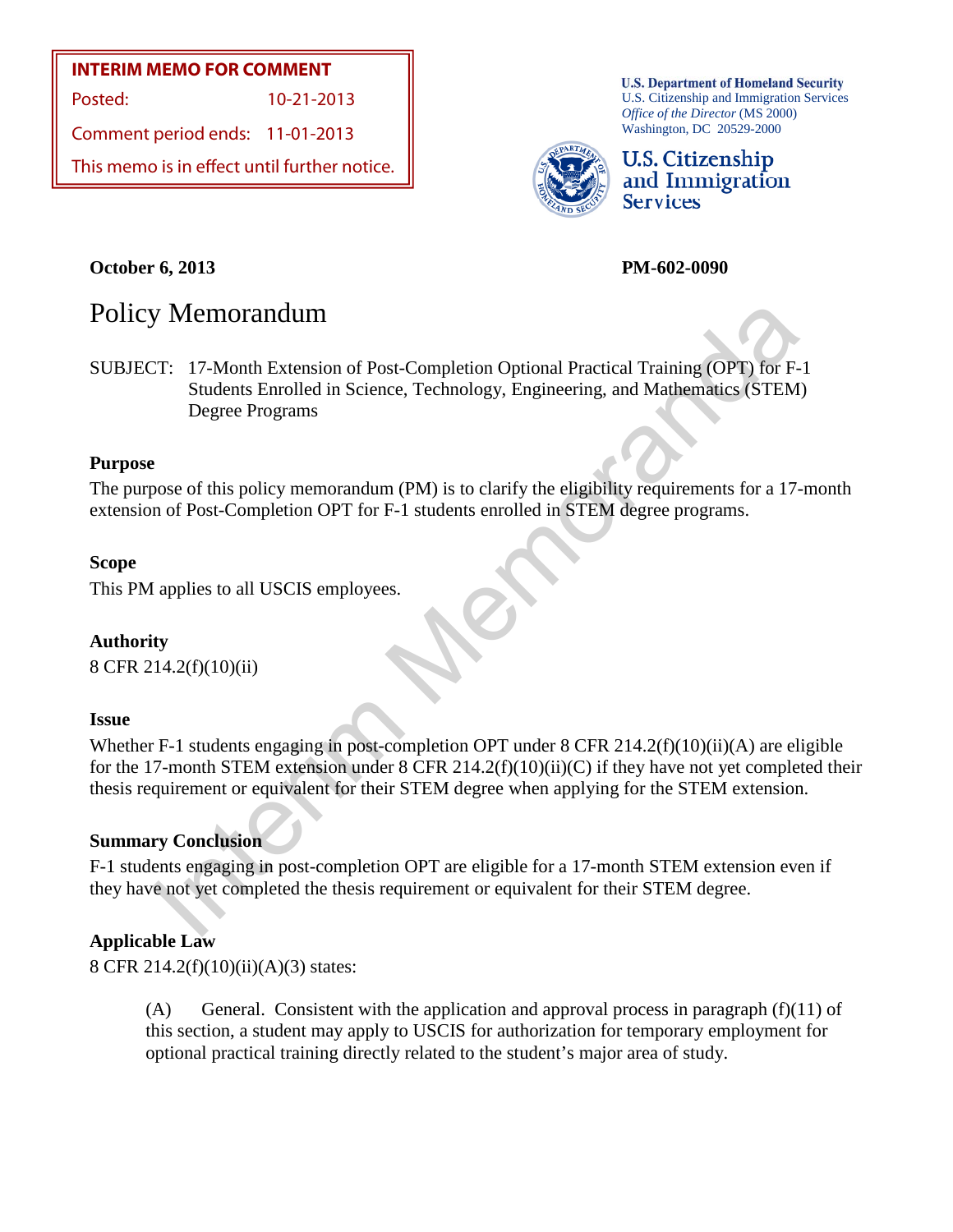**INTERIM MEMO FOR COMMENT**

Posted: 10-21-2013

Comment period ends: 11-01-2013

This memo is in effect until further notice.

**U.S. Department of Homeland Security**
U.S. Citizenship and Immigration Services
*Office of the Director* (MS 2000)
Washington, DC 20529-2000

**U.S. Citizenship and Immigration Services**

**October 6, 2013** **PM-602-0090**

# Policy Memorandum

SUBJECT: 17-Month Extension of Post-Completion Optional Practical Training (OPT) for F-1 Students Enrolled in Science, Technology, Engineering, and Mathematics (STEM) Degree Programs

### Purpose

The purpose of this policy memorandum (PM) is to clarify the eligibility requirements for a 17-month extension of Post-Completion OPT for F-1 students enrolled in STEM degree programs.

### Scope

This PM applies to all USCIS employees.

### Authority

8 CFR 214.2(f)(10)(ii)

### Issue

Whether F-1 students engaging in post-completion OPT under 8 CFR 214.2(f)(10)(ii)(A) are eligible for the 17-month STEM extension under 8 CFR 214.2(f)(10)(ii)(C) if they have not yet completed their thesis requirement or equivalent for their STEM degree when applying for the STEM extension.

### Summary Conclusion

F-1 students engaging in post-completion OPT are eligible for a 17-month STEM extension even if they have not yet completed the thesis requirement or equivalent for their STEM degree.

### Applicable Law

8 CFR 214.2(f)(10)(ii)(A)(3) states:

> (A) General. Consistent with the application and approval process in paragraph (f)(11) of this section, a student may apply to USCIS for authorization for temporary employment for optional practical training directly related to the student's major area of study.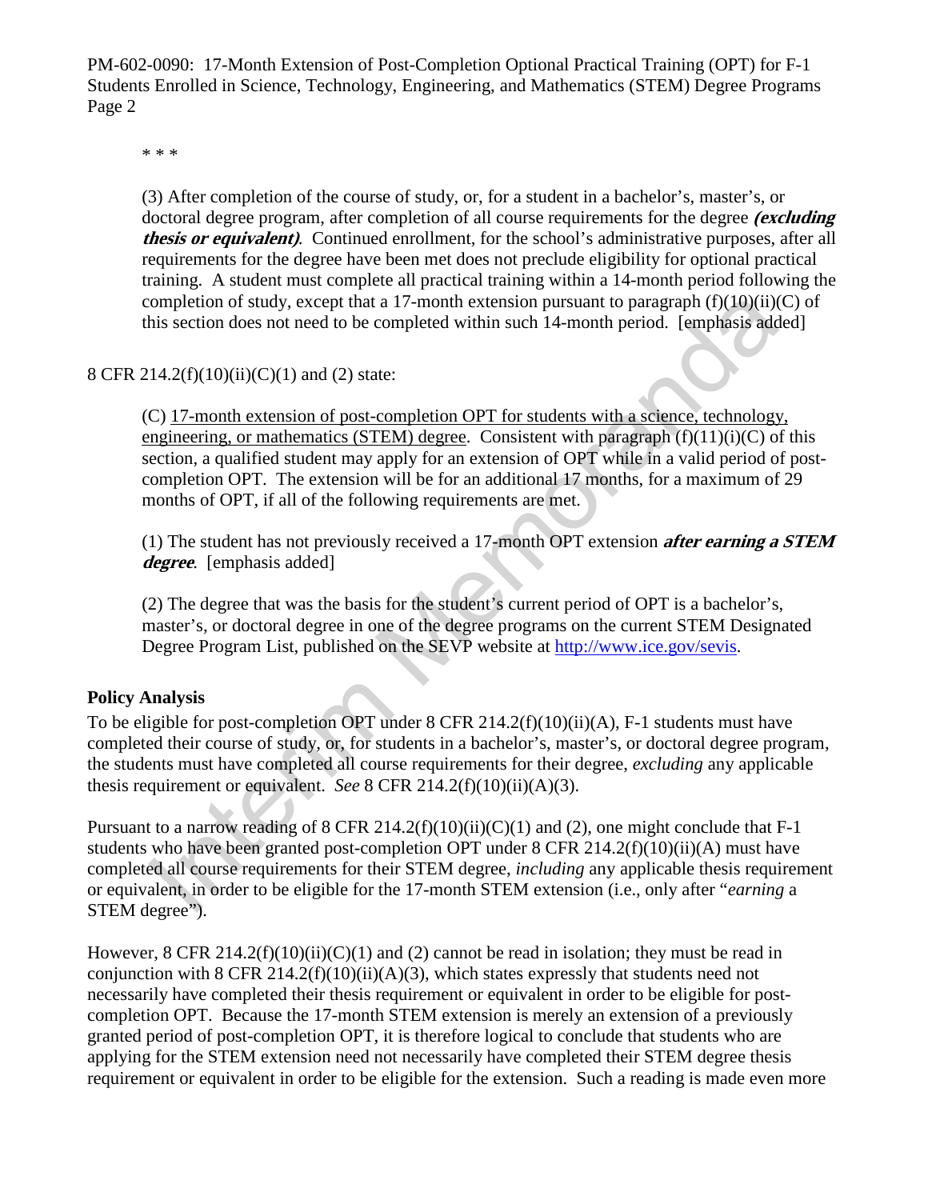\* \* \*

> (3) After completion of the course of study, or, for a student in a bachelor's, master's, or doctoral degree program, after completion of all course requirements for the degree ***(excluding thesis or equivalent)***. Continued enrollment, for the school's administrative purposes, after all requirements for the degree have been met does not preclude eligibility for optional practical training. A student must complete all practical training within a 14-month period following the completion of study, except that a 17-month extension pursuant to paragraph (f)(10)(ii)(C) of this section does not need to be completed within such 14-month period. [emphasis added]

8 CFR 214.2(f)(10)(ii)(C)(1) and (2) state:

> (C) <u>17-month extension of post-completion OPT for students with a science, technology, engineering, or mathematics (STEM) degree</u>. Consistent with paragraph (f)(11)(i)(C) of this section, a qualified student may apply for an extension of OPT while in a valid period of post-completion OPT. The extension will be for an additional 17 months, for a maximum of 29 months of OPT, if all of the following requirements are met.
>
> (1) The student has not previously received a 17-month OPT extension ***after earning a STEM degree***. [emphasis added]
>
> (2) The degree that was the basis for the student's current period of OPT is a bachelor's, master's, or doctoral degree in one of the degree programs on the current STEM Designated Degree Program List, published on the SEVP website at [http://www.ice.gov/sevis](http://www.ice.gov/sevis).

**Policy Analysis**

To be eligible for post-completion OPT under 8 CFR 214.2(f)(10)(ii)(A), F-1 students must have completed their course of study, or, for students in a bachelor's, master's, or doctoral degree program, the students must have completed all course requirements for their degree, *excluding* any applicable thesis requirement or equivalent. *See* 8 CFR 214.2(f)(10)(ii)(A)(3).

Pursuant to a narrow reading of 8 CFR 214.2(f)(10)(ii)(C)(1) and (2), one might conclude that F-1 students who have been granted post-completion OPT under 8 CFR 214.2(f)(10)(ii)(A) must have completed all course requirements for their STEM degree, *including* any applicable thesis requirement or equivalent, in order to be eligible for the 17-month STEM extension (i.e., only after "*earning* a STEM degree").

However, 8 CFR 214.2(f)(10)(ii)(C)(1) and (2) cannot be read in isolation; they must be read in conjunction with 8 CFR 214.2(f)(10)(ii)(A)(3), which states expressly that students need not necessarily have completed their thesis requirement or equivalent in order to be eligible for post-completion OPT. Because the 17-month STEM extension is merely an extension of a previously granted period of post-completion OPT, it is therefore logical to conclude that students who are applying for the STEM extension need not necessarily have completed their STEM degree thesis requirement or equivalent in order to be eligible for the extension. Such a reading is made even more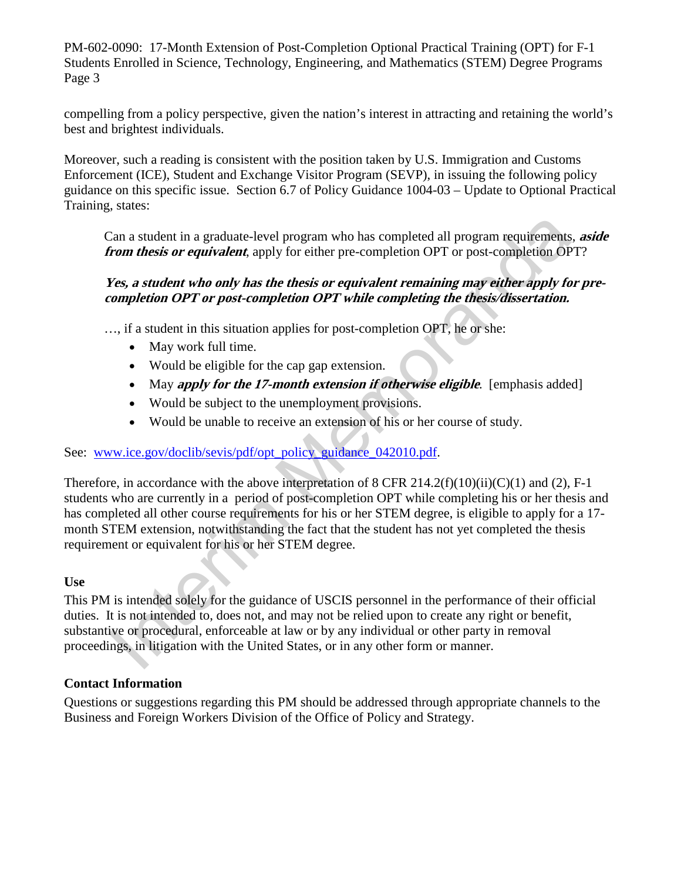compelling from a policy perspective, given the nation's interest in attracting and retaining the world's best and brightest individuals.

Moreover, such a reading is consistent with the position taken by U.S. Immigration and Customs Enforcement (ICE), Student and Exchange Visitor Program (SEVP), in issuing the following policy guidance on this specific issue. Section 6.7 of Policy Guidance 1004-03 – Update to Optional Practical Training, states:

> Can a student in a graduate-level program who has completed all program requirements, ***aside from thesis or equivalent***, apply for either pre-completion OPT or post-completion OPT?
>
> ***Yes, a student who only has the thesis or equivalent remaining may either apply for pre-completion OPT or post-completion OPT while completing the thesis/dissertation.***
>
> …, if a student in this situation applies for post-completion OPT, he or she:
>
> - May work full time.
> - Would be eligible for the cap gap extension.
> - May ***apply for the 17-month extension if otherwise eligible***. [emphasis added]
> - Would be subject to the unemployment provisions.
> - Would be unable to receive an extension of his or her course of study.

See: [www.ice.gov/doclib/sevis/pdf/opt_policy_guidance_042010.pdf](www.ice.gov/doclib/sevis/pdf/opt_policy_guidance_042010.pdf).

Therefore, in accordance with the above interpretation of 8 CFR 214.2(f)(10)(ii)(C)(1) and (2), F-1 students who are currently in a period of post-completion OPT while completing his or her thesis and has completed all other course requirements for his or her STEM degree, is eligible to apply for a 17-month STEM extension, notwithstanding the fact that the student has not yet completed the thesis requirement or equivalent for his or her STEM degree.

**Use**

This PM is intended solely for the guidance of USCIS personnel in the performance of their official duties. It is not intended to, does not, and may not be relied upon to create any right or benefit, substantive or procedural, enforceable at law or by any individual or other party in removal proceedings, in litigation with the United States, or in any other form or manner.

**Contact Information**

Questions or suggestions regarding this PM should be addressed through appropriate channels to the Business and Foreign Workers Division of the Office of Policy and Strategy.